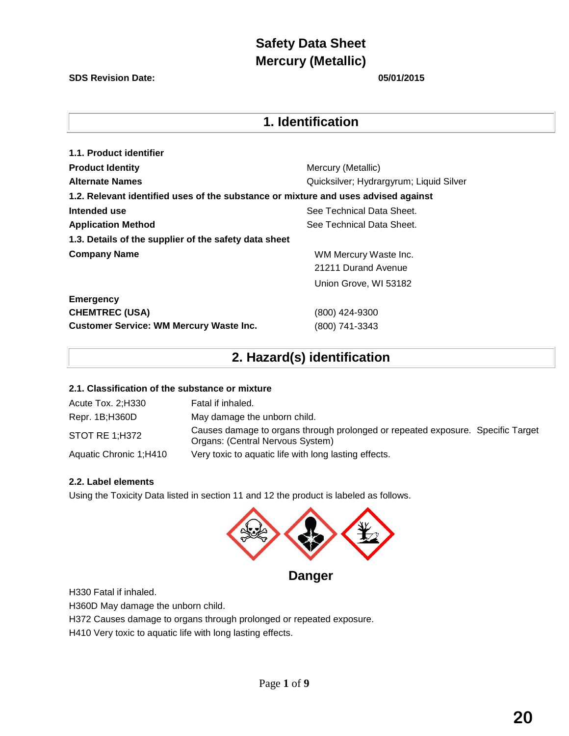# Safety Data Sheet
# Mercury (Metallic)

**SDS Revision Date:** **05/01/2015**

## 1. Identification

**1.1. Product identifier**

| | |
|---|---|
| **Product Identity** | Mercury (Metallic) |
| **Alternate Names** | Quicksilver; Hydrargyrum; Liquid Silver |

**1.2. Relevant identified uses of the substance or mixture and uses advised against**

| | |
|---|---|
| **Intended use** | See Technical Data Sheet. |
| **Application Method** | See Technical Data Sheet. |

**1.3. Details of the supplier of the safety data sheet**

| | |
|---|---|
| **Company Name** | WM Mercury Waste Inc.<br>21211 Durand Avenue<br>Union Grove, WI 53182 |

**Emergency**

| | |
|---|---|
| **CHEMTREC (USA)** | (800) 424-9300 |
| **Customer Service: WM Mercury Waste Inc.** | (800) 741-3343 |

## 2. Hazard(s) identification

**2.1. Classification of the substance or mixture**

| | |
|---|---|
| Acute Tox. 2;H330 | Fatal if inhaled. |
| Repr. 1B;H360D | May damage the unborn child. |
| STOT RE 1;H372 | Causes damage to organs through prolonged or repeated exposure. Specific Target Organs: (Central Nervous System) |
| Aquatic Chronic 1;H410 | Very toxic to aquatic life with long lasting effects. |

**2.2. Label elements**

Using the Toxicity Data listed in section 11 and 12 the product is labeled as follows.

**Danger**

H330 Fatal if inhaled.

H360D May damage the unborn child.

H372 Causes damage to organs through prolonged or repeated exposure.

H410 Very toxic to aquatic life with long lasting effects.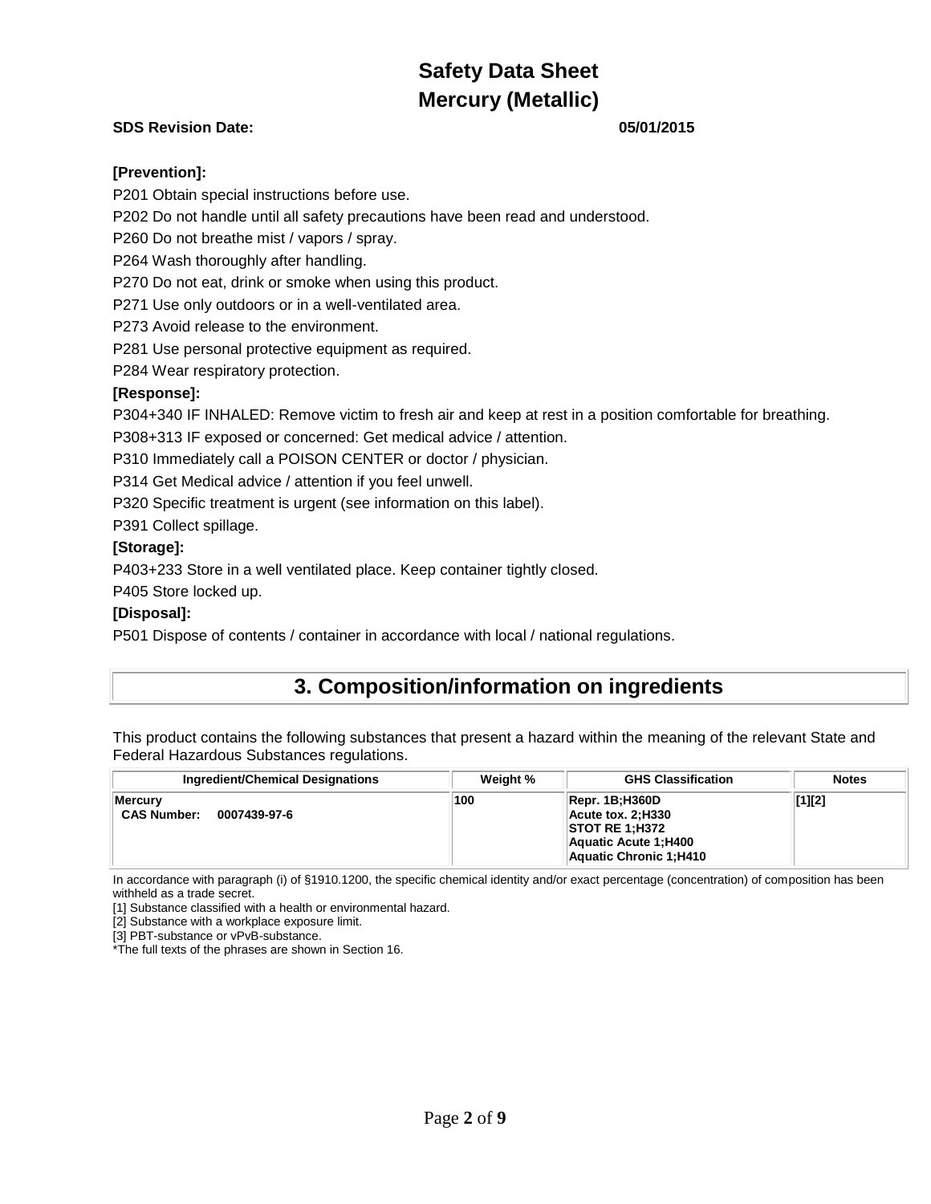**[Prevention]:**

P201 Obtain special instructions before use.

P202 Do not handle until all safety precautions have been read and understood.

P260 Do not breathe mist / vapors / spray.

P264 Wash thoroughly after handling.

P270 Do not eat, drink or smoke when using this product.

P271 Use only outdoors or in a well-ventilated area.

P273 Avoid release to the environment.

P281 Use personal protective equipment as required.

P284 Wear respiratory protection.

**[Response]:**

P304+340 IF INHALED: Remove victim to fresh air and keep at rest in a position comfortable for breathing.

P308+313 IF exposed or concerned: Get medical advice / attention.

P310 Immediately call a POISON CENTER or doctor / physician.

P314 Get Medical advice / attention if you feel unwell.

P320 Specific treatment is urgent (see information on this label).

P391 Collect spillage.

**[Storage]:**

P403+233 Store in a well ventilated place. Keep container tightly closed.

P405 Store locked up.

**[Disposal]:**

P501 Dispose of contents / container in accordance with local / national regulations.

## 3. Composition/information on ingredients

This product contains the following substances that present a hazard within the meaning of the relevant State and Federal Hazardous Substances regulations.

| Ingredient/Chemical Designations | Weight % | GHS Classification | Notes |
|---|---|---|---|
| **Mercury**<br>**CAS Number: 0007439-97-6** | **100** | **Repr. 1B;H360D**<br>**Acute tox. 2;H330**<br>**STOT RE 1;H372**<br>**Aquatic Acute 1;H400**<br>**Aquatic Chronic 1;H410** | **[1][2]** |

In accordance with paragraph (i) of §1910.1200, the specific chemical identity and/or exact percentage (concentration) of composition has been withheld as a trade secret.

[1] Substance classified with a health or environmental hazard.

[2] Substance with a workplace exposure limit.

[3] PBT-substance or vPvB-substance.

*The full texts of the phrases are shown in Section 16.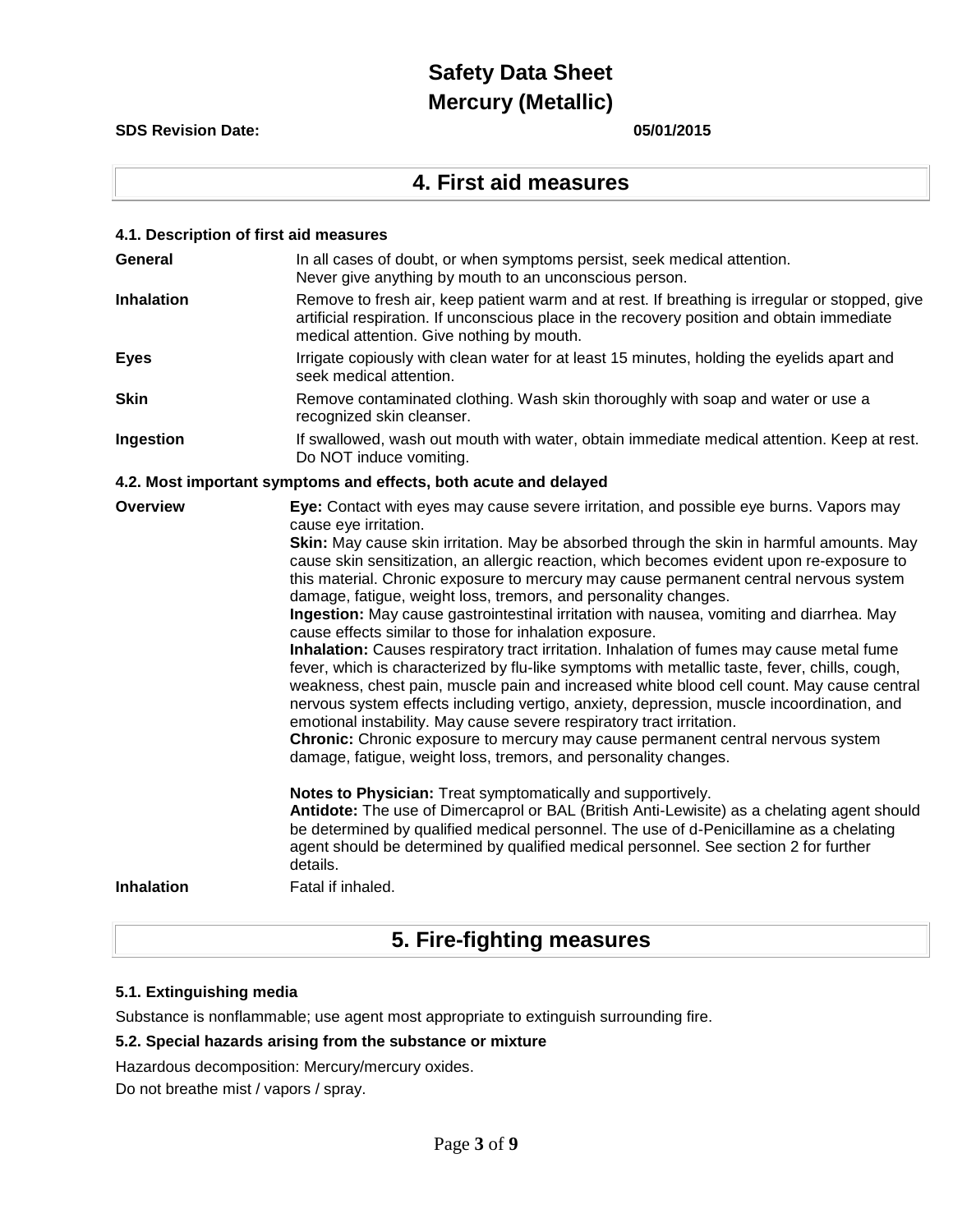## 4. First aid measures

### 4.1. Description of first aid measures

**General** In all cases of doubt, or when symptoms persist, seek medical attention. Never give anything by mouth to an unconscious person.

**Inhalation** Remove to fresh air, keep patient warm and at rest. If breathing is irregular or stopped, give artificial respiration. If unconscious place in the recovery position and obtain immediate medical attention. Give nothing by mouth.

**Eyes** Irrigate copiously with clean water for at least 15 minutes, holding the eyelids apart and seek medical attention.

**Skin** Remove contaminated clothing. Wash skin thoroughly with soap and water or use a recognized skin cleanser.

**Ingestion** If swallowed, wash out mouth with water, obtain immediate medical attention. Keep at rest. Do NOT induce vomiting.

### 4.2. Most important symptoms and effects, both acute and delayed

**Overview**

**Eye:** Contact with eyes may cause severe irritation, and possible eye burns. Vapors may cause eye irritation.
**Skin:** May cause skin irritation. May be absorbed through the skin in harmful amounts. May cause skin sensitization, an allergic reaction, which becomes evident upon re-exposure to this material. Chronic exposure to mercury may cause permanent central nervous system damage, fatigue, weight loss, tremors, and personality changes.
**Ingestion:** May cause gastrointestinal irritation with nausea, vomiting and diarrhea. May cause effects similar to those for inhalation exposure.
**Inhalation:** Causes respiratory tract irritation. Inhalation of fumes may cause metal fume fever, which is characterized by flu-like symptoms with metallic taste, fever, chills, cough, weakness, chest pain, muscle pain and increased white blood cell count. May cause central nervous system effects including vertigo, anxiety, depression, muscle incoordination, and emotional instability. May cause severe respiratory tract irritation.
**Chronic:** Chronic exposure to mercury may cause permanent central nervous system damage, fatigue, weight loss, tremors, and personality changes.

**Notes to Physician:** Treat symptomatically and supportively.
**Antidote:** The use of Dimercaprol or BAL (British Anti-Lewisite) as a chelating agent should be determined by qualified medical personnel. The use of d-Penicillamine as a chelating agent should be determined by qualified medical personnel. See section 2 for further details.

**Inhalation** Fatal if inhaled.

## 5. Fire-fighting measures

### 5.1. Extinguishing media

Substance is nonflammable; use agent most appropriate to extinguish surrounding fire.

### 5.2. Special hazards arising from the substance or mixture

Hazardous decomposition: Mercury/mercury oxides.

Do not breathe mist / vapors / spray.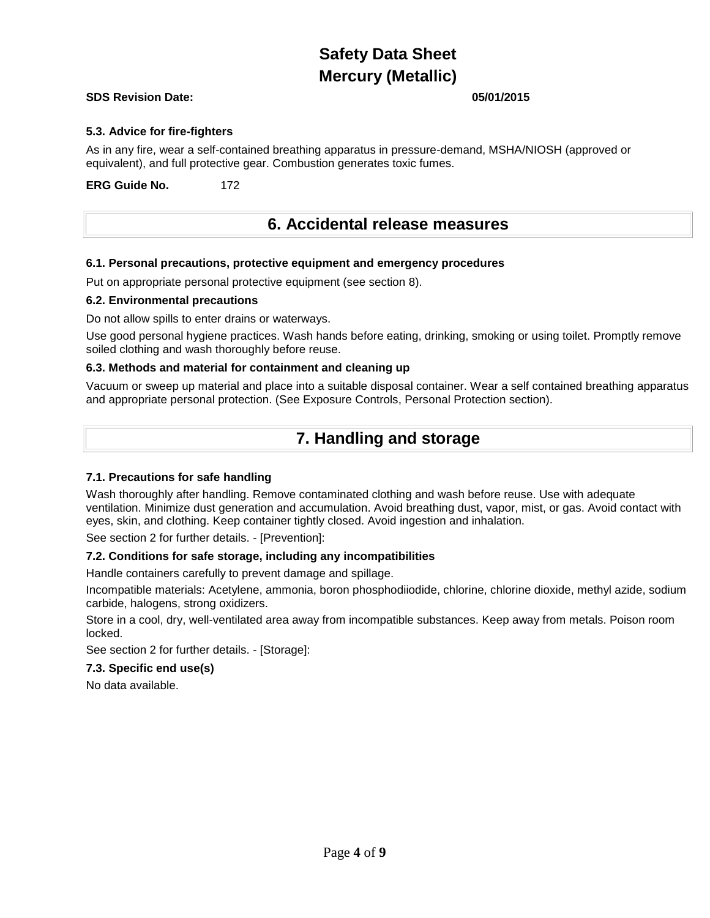### 5.3. Advice for fire-fighters

As in any fire, wear a self-contained breathing apparatus in pressure-demand, MSHA/NIOSH (approved or equivalent), and full protective gear. Combustion generates toxic fumes.

**ERG Guide No.** 172

## 6. Accidental release measures

### 6.1. Personal precautions, protective equipment and emergency procedures

Put on appropriate personal protective equipment (see section 8).

### 6.2. Environmental precautions

Do not allow spills to enter drains or waterways.

Use good personal hygiene practices. Wash hands before eating, drinking, smoking or using toilet. Promptly remove soiled clothing and wash thoroughly before reuse.

### 6.3. Methods and material for containment and cleaning up

Vacuum or sweep up material and place into a suitable disposal container. Wear a self contained breathing apparatus and appropriate personal protection. (See Exposure Controls, Personal Protection section).

## 7. Handling and storage

### 7.1. Precautions for safe handling

Wash thoroughly after handling. Remove contaminated clothing and wash before reuse. Use with adequate ventilation. Minimize dust generation and accumulation. Avoid breathing dust, vapor, mist, or gas. Avoid contact with eyes, skin, and clothing. Keep container tightly closed. Avoid ingestion and inhalation.

See section 2 for further details. - [Prevention]:

### 7.2. Conditions for safe storage, including any incompatibilities

Handle containers carefully to prevent damage and spillage.

Incompatible materials: Acetylene, ammonia, boron phosphodiiodide, chlorine, chlorine dioxide, methyl azide, sodium carbide, halogens, strong oxidizers.

Store in a cool, dry, well-ventilated area away from incompatible substances. Keep away from metals. Poison room locked.

See section 2 for further details. - [Storage]:

### 7.3. Specific end use(s)

No data available.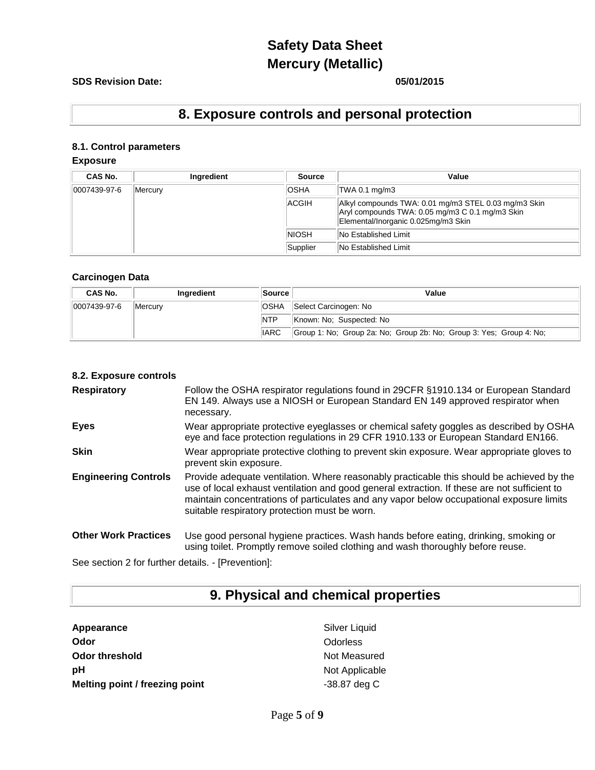# Safety Data Sheet
# Mercury (Metallic)

**SDS Revision Date:** **05/01/2015**

## 8. Exposure controls and personal protection

### 8.1. Control parameters

**Exposure**

| CAS No. | Ingredient | Source | Value |
|---|---|---|---|
| 0007439-97-6 | Mercury | OSHA | TWA 0.1 mg/m3 |
| | | ACGIH | Alkyl compounds TWA: 0.01 mg/m3 STEL 0.03 mg/m3 Skin<br>Aryl compounds TWA: 0.05 mg/m3 C 0.1 mg/m3 Skin<br>Elemental/Inorganic 0.025mg/m3 Skin |
| | | NIOSH | No Established Limit |
| | | Supplier | No Established Limit |

**Carcinogen Data**

| CAS No. | Ingredient | Source | Value |
|---|---|---|---|
| 0007439-97-6 | Mercury | OSHA | Select Carcinogen: No |
| | | NTP | Known: No; Suspected: No |
| | | IARC | Group 1: No; Group 2a: No; Group 2b: No; Group 3: Yes; Group 4: No; |

### 8.2. Exposure controls

**Respiratory** Follow the OSHA respirator regulations found in 29CFR §1910.134 or European Standard EN 149. Always use a NIOSH or European Standard EN 149 approved respirator when necessary.

**Eyes** Wear appropriate protective eyeglasses or chemical safety goggles as described by OSHA eye and face protection regulations in 29 CFR 1910.133 or European Standard EN166.

**Skin** Wear appropriate protective clothing to prevent skin exposure. Wear appropriate gloves to prevent skin exposure.

**Engineering Controls** Provide adequate ventilation. Where reasonably practicable this should be achieved by the use of local exhaust ventilation and good general extraction. If these are not sufficient to maintain concentrations of particulates and any vapor below occupational exposure limits suitable respiratory protection must be worn.

**Other Work Practices** Use good personal hygiene practices. Wash hands before eating, drinking, smoking or using toilet. Promptly remove soiled clothing and wash thoroughly before reuse.

See section 2 for further details. - [Prevention]:

## 9. Physical and chemical properties

**Appearance** Silver Liquid

**Odor** Odorless

**Odor threshold** Not Measured

**pH** Not Applicable

**Melting point / freezing point** -38.87 deg C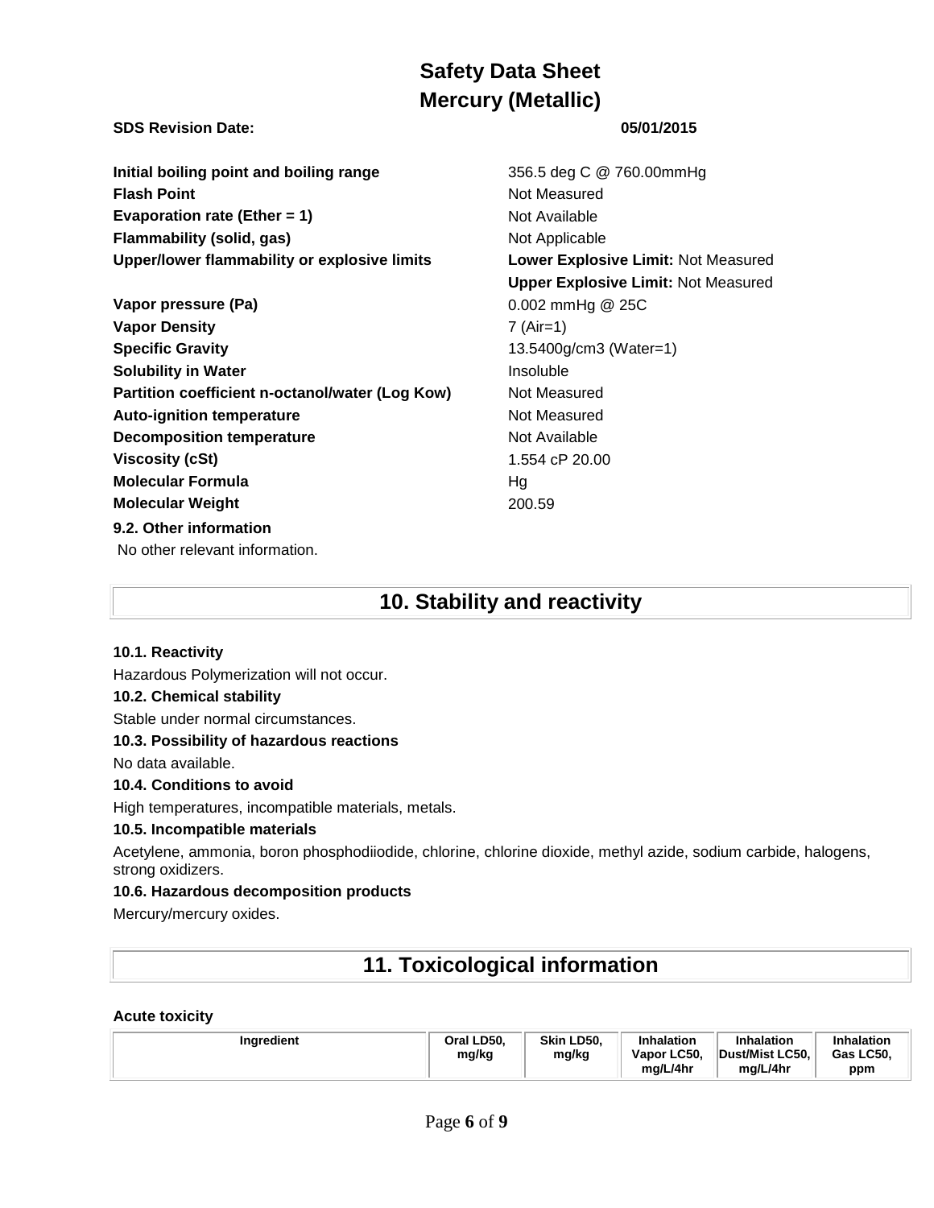# Safety Data Sheet
# Mercury (Metallic)

**SDS Revision Date:** **05/01/2015**

| | |
|---|---|
| **Initial boiling point and boiling range** | 356.5 deg C @ 760.00mmHg |
| **Flash Point** | Not Measured |
| **Evaporation rate (Ether = 1)** | Not Available |
| **Flammability (solid, gas)** | Not Applicable |
| **Upper/lower flammability or explosive limits** | **Lower Explosive Limit:** Not Measured<br>**Upper Explosive Limit:** Not Measured |
| **Vapor pressure (Pa)** | 0.002 mmHg @ 25C |
| **Vapor Density** | 7 (Air=1) |
| **Specific Gravity** | 13.5400g/cm3 (Water=1) |
| **Solubility in Water** | Insoluble |
| **Partition coefficient n-octanol/water (Log Kow)** | Not Measured |
| **Auto-ignition temperature** | Not Measured |
| **Decomposition temperature** | Not Available |
| **Viscosity (cSt)** | 1.554 cP 20.00 |
| **Molecular Formula** | Hg |
| **Molecular Weight** | 200.59 |

### 9.2. Other information

No other relevant information.

## 10. Stability and reactivity

### 10.1. Reactivity

Hazardous Polymerization will not occur.

### 10.2. Chemical stability

Stable under normal circumstances.

### 10.3. Possibility of hazardous reactions

No data available.

### 10.4. Conditions to avoid

High temperatures, incompatible materials, metals.

### 10.5. Incompatible materials

Acetylene, ammonia, boron phosphodiiodide, chlorine, chlorine dioxide, methyl azide, sodium carbide, halogens, strong oxidizers.

### 10.6. Hazardous decomposition products

Mercury/mercury oxides.

## 11. Toxicological information

### Acute toxicity

| Ingredient | Oral LD50, mg/kg | Skin LD50, mg/kg | Inhalation Vapor LC50, mg/L/4hr | Inhalation Dust/Mist LC50, mg/L/4hr | Inhalation Gas LC50, ppm |
|---|---|---|---|---|---|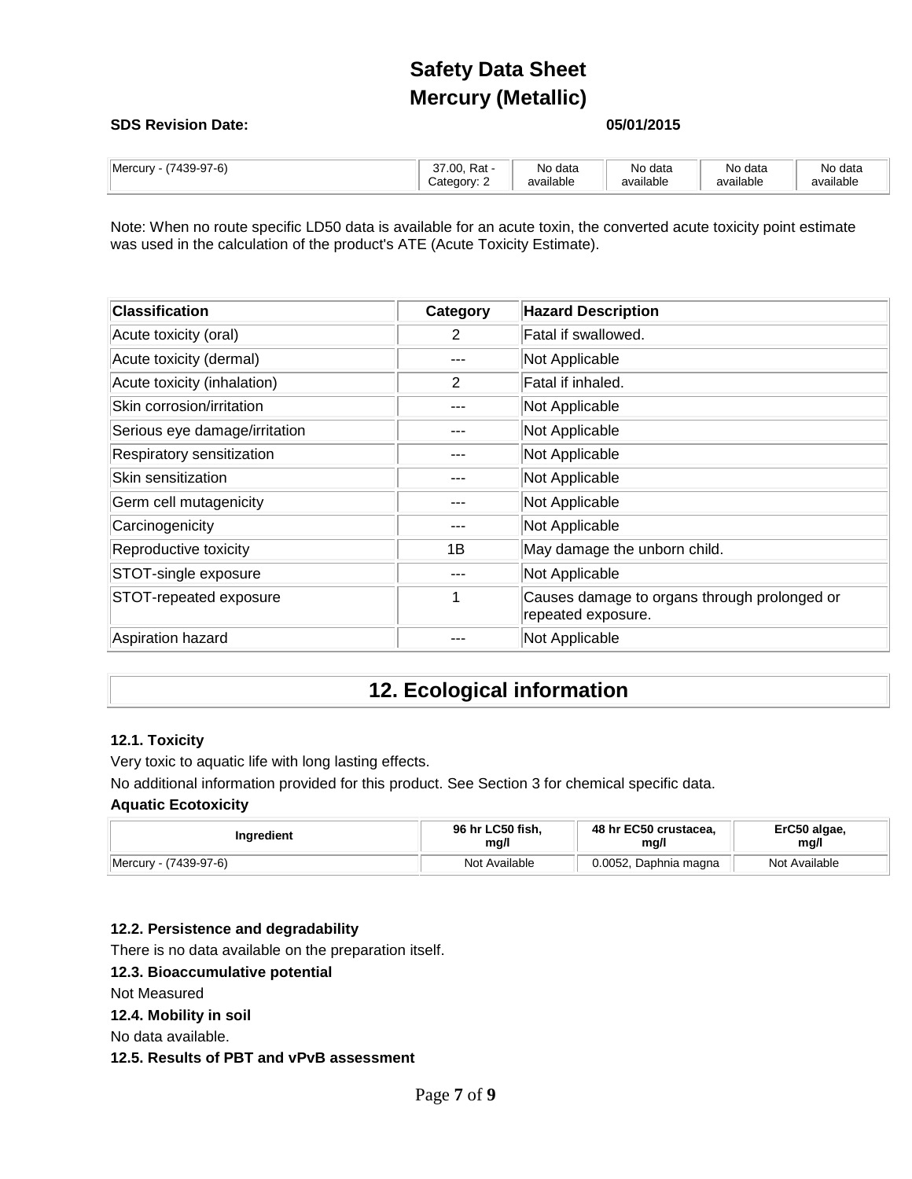| Mercury - (7439-97-6) | 37.00, Rat - Category: 2 | No data available | No data available | No data available | No data available |
|---|---|---|---|---|---|

Note: When no route specific LD50 data is available for an acute toxin, the converted acute toxicity point estimate was used in the calculation of the product's ATE (Acute Toxicity Estimate).

| Classification | Category | Hazard Description |
|---|---|---|
| Acute toxicity (oral) | 2 | Fatal if swallowed. |
| Acute toxicity (dermal) | --- | Not Applicable |
| Acute toxicity (inhalation) | 2 | Fatal if inhaled. |
| Skin corrosion/irritation | --- | Not Applicable |
| Serious eye damage/irritation | --- | Not Applicable |
| Respiratory sensitization | --- | Not Applicable |
| Skin sensitization | --- | Not Applicable |
| Germ cell mutagenicity | --- | Not Applicable |
| Carcinogenicity | --- | Not Applicable |
| Reproductive toxicity | 1B | May damage the unborn child. |
| STOT-single exposure | --- | Not Applicable |
| STOT-repeated exposure | 1 | Causes damage to organs through prolonged or repeated exposure. |
| Aspiration hazard | --- | Not Applicable |

# 12. Ecological information

**12.1. Toxicity**

Very toxic to aquatic life with long lasting effects.

No additional information provided for this product. See Section 3 for chemical specific data.

**Aquatic Ecotoxicity**

| Ingredient | 96 hr LC50 fish, mg/l | 48 hr EC50 crustacea, mg/l | ErC50 algae, mg/l |
|---|---|---|---|
| Mercury - (7439-97-6) | Not Available | 0.0052, Daphnia magna | Not Available |

**12.2. Persistence and degradability**

There is no data available on the preparation itself.

**12.3. Bioaccumulative potential**

Not Measured

**12.4. Mobility in soil**

No data available.

**12.5. Results of PBT and vPvB assessment**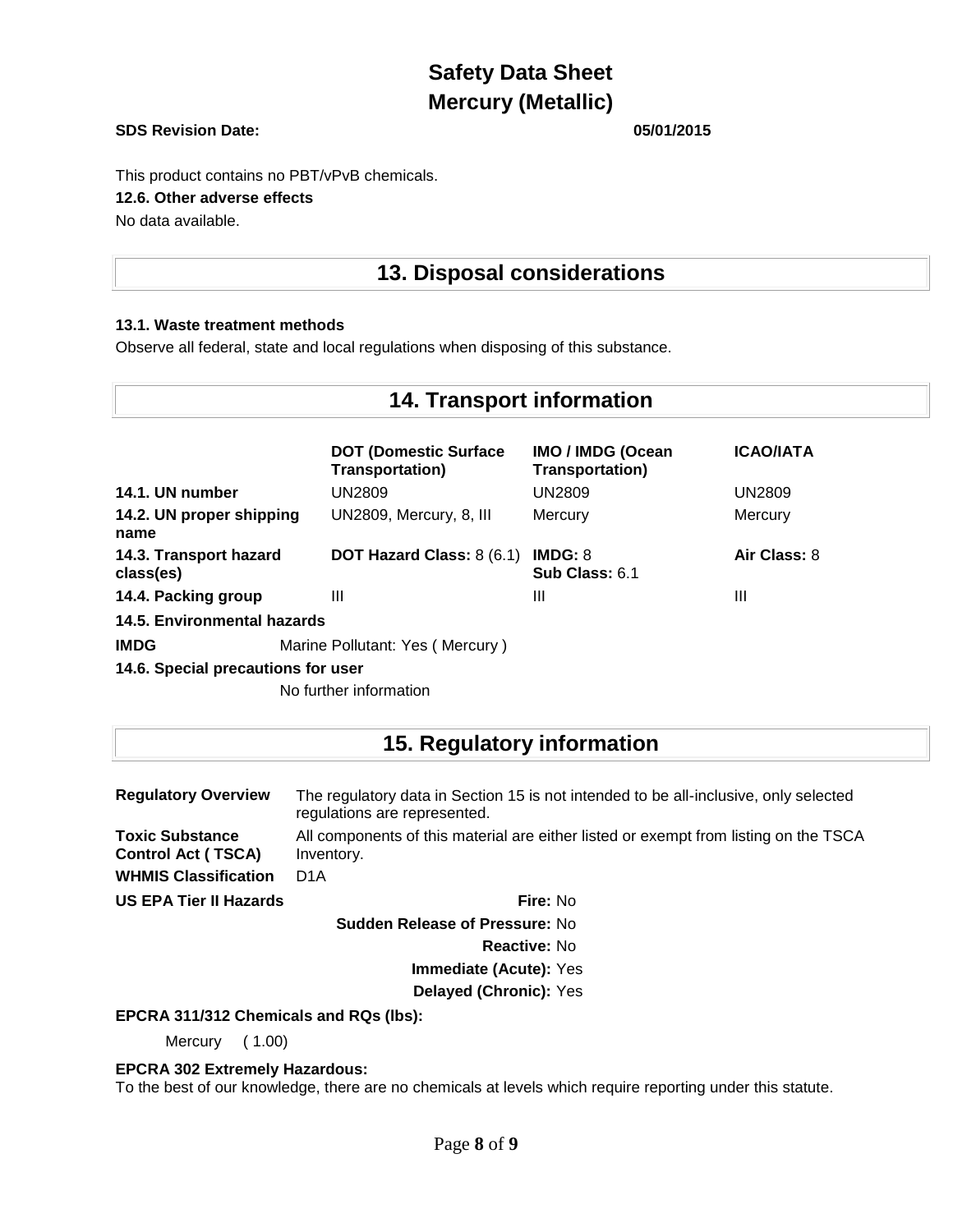This product contains no PBT/vPvB chemicals.

**12.6. Other adverse effects**

No data available.

## 13. Disposal considerations

**13.1. Waste treatment methods**

Observe all federal, state and local regulations when disposing of this substance.

## 14. Transport information

| | DOT (Domestic Surface Transportation) | IMO / IMDG (Ocean Transportation) | ICAO/IATA |
|---|---|---|---|
| **14.1. UN number** | UN2809 | UN2809 | UN2809 |
| **14.2. UN proper shipping name** | UN2809, Mercury, 8, III | Mercury | Mercury |
| **14.3. Transport hazard class(es)** | **DOT Hazard Class:** 8 (6.1) | **IMDG:** 8 **Sub Class:** 6.1 | **Air Class:** 8 |
| **14.4. Packing group** | III | III | III |

**14.5. Environmental hazards**

**IMDG** Marine Pollutant: Yes ( Mercury )

**14.6. Special precautions for user**

No further information

## 15. Regulatory information

**Regulatory Overview** The regulatory data in Section 15 is not intended to be all-inclusive, only selected regulations are represented.

**Toxic Substance Control Act ( TSCA)** All components of this material are either listed or exempt from listing on the TSCA Inventory.

**WHMIS Classification** D1A

**US EPA Tier II Hazards**

- **Fire:** No
- **Sudden Release of Pressure:** No
- **Reactive:** No
- **Immediate (Acute):** Yes
- **Delayed (Chronic):** Yes

**EPCRA 311/312 Chemicals and RQs (lbs):**

Mercury ( 1.00)

**EPCRA 302 Extremely Hazardous:**

To the best of our knowledge, there are no chemicals at levels which require reporting under this statute.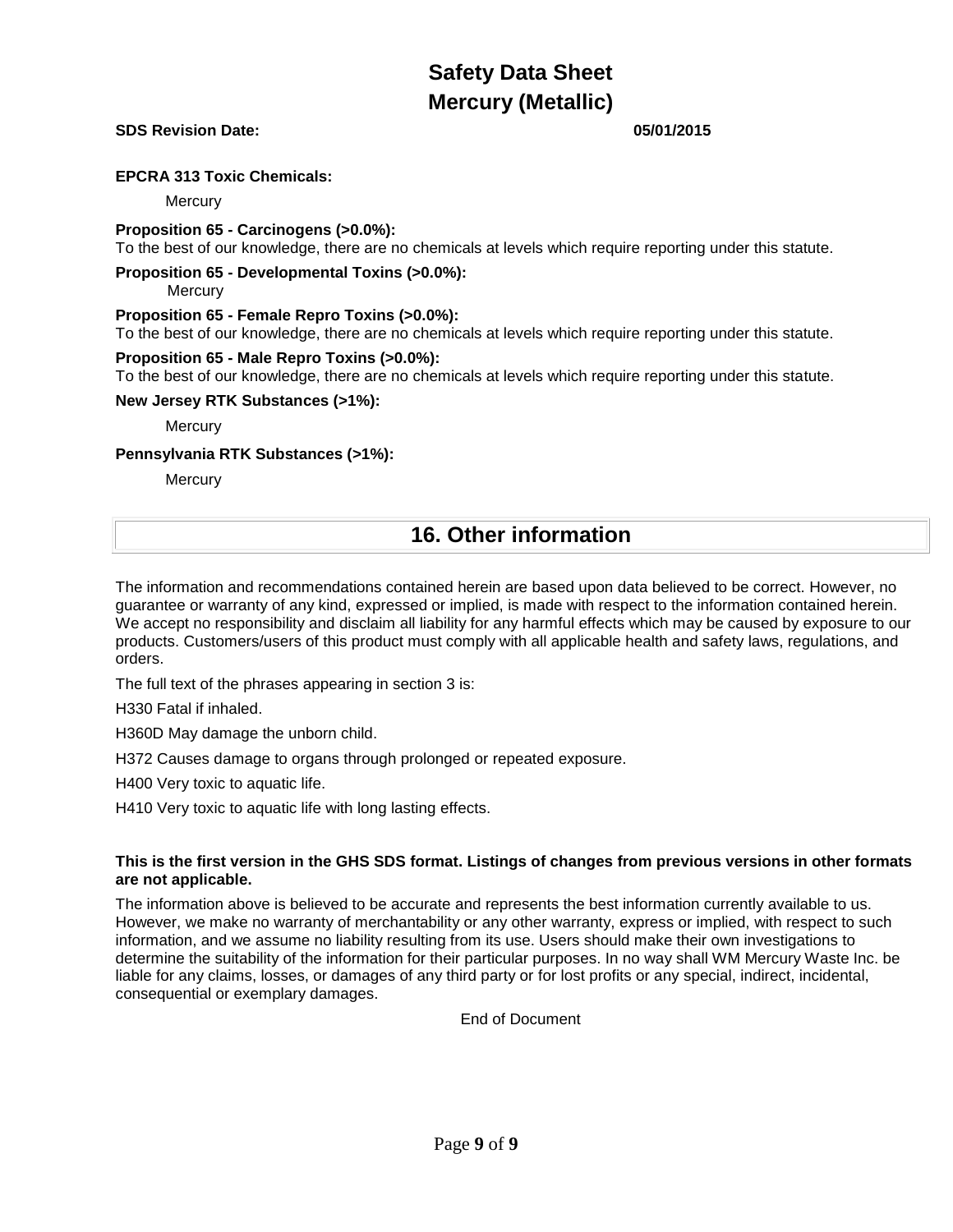**EPCRA 313 Toxic Chemicals:**

Mercury

**Proposition 65 - Carcinogens (>0.0%):**

To the best of our knowledge, there are no chemicals at levels which require reporting under this statute.

**Proposition 65 - Developmental Toxins (>0.0%):**

Mercury

**Proposition 65 - Female Repro Toxins (>0.0%):**

To the best of our knowledge, there are no chemicals at levels which require reporting under this statute.

**Proposition 65 - Male Repro Toxins (>0.0%):**

To the best of our knowledge, there are no chemicals at levels which require reporting under this statute.

**New Jersey RTK Substances (>1%):**

Mercury

**Pennsylvania RTK Substances (>1%):**

Mercury

## 16. Other information

The information and recommendations contained herein are based upon data believed to be correct. However, no guarantee or warranty of any kind, expressed or implied, is made with respect to the information contained herein. We accept no responsibility and disclaim all liability for any harmful effects which may be caused by exposure to our products. Customers/users of this product must comply with all applicable health and safety laws, regulations, and orders.

The full text of the phrases appearing in section 3 is:

H330 Fatal if inhaled.

H360D May damage the unborn child.

H372 Causes damage to organs through prolonged or repeated exposure.

H400 Very toxic to aquatic life.

H410 Very toxic to aquatic life with long lasting effects.

**This is the first version in the GHS SDS format. Listings of changes from previous versions in other formats are not applicable.**

The information above is believed to be accurate and represents the best information currently available to us. However, we make no warranty of merchantability or any other warranty, express or implied, with respect to such information, and we assume no liability resulting from its use. Users should make their own investigations to determine the suitability of the information for their particular purposes. In no way shall WM Mercury Waste Inc. be liable for any claims, losses, or damages of any third party or for lost profits or any special, indirect, incidental, consequential or exemplary damages.

End of Document